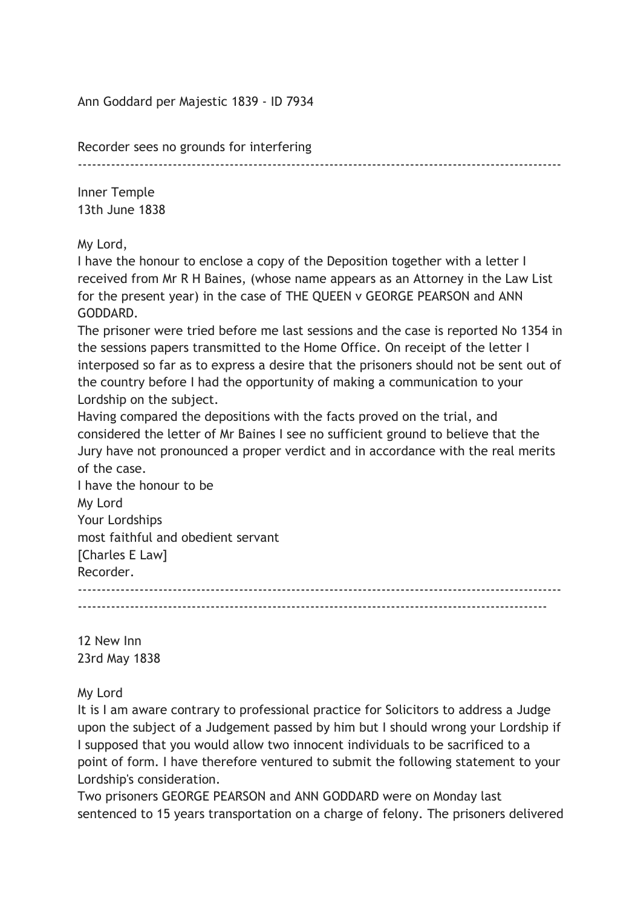Ann Goddard per Majestic 1839 - ID 7934

Recorder sees no grounds for interfering

---

Inner Temple
13th June 1838

My Lord,

I have the honour to enclose a copy of the Deposition together with a letter I received from Mr R H Baines, (whose name appears as an Attorney in the Law List for the present year) in the case of THE QUEEN v GEORGE PEARSON and ANN GODDARD.

The prisoner were tried before me last sessions and the case is reported No 1354 in the sessions papers transmitted to the Home Office. On receipt of the letter I interposed so far as to express a desire that the prisoners should not be sent out of the country before I had the opportunity of making a communication to your Lordship on the subject.

Having compared the depositions with the facts proved on the trial, and considered the letter of Mr Baines I see no sufficient ground to believe that the Jury have not pronounced a proper verdict and in accordance with the real merits of the case.

I have the honour to be
My Lord
Your Lordships
most faithful and obedient servant
[Charles E Law]
Recorder.

---

12 New Inn
23rd May 1838

My Lord

It is I am aware contrary to professional practice for Solicitors to address a Judge upon the subject of a Judgement passed by him but I should wrong your Lordship if I supposed that you would allow two innocent individuals to be sacrificed to a point of form. I have therefore ventured to submit the following statement to your Lordship's consideration.

Two prisoners GEORGE PEARSON and ANN GODDARD were on Monday last sentenced to 15 years transportation on a charge of felony. The prisoners delivered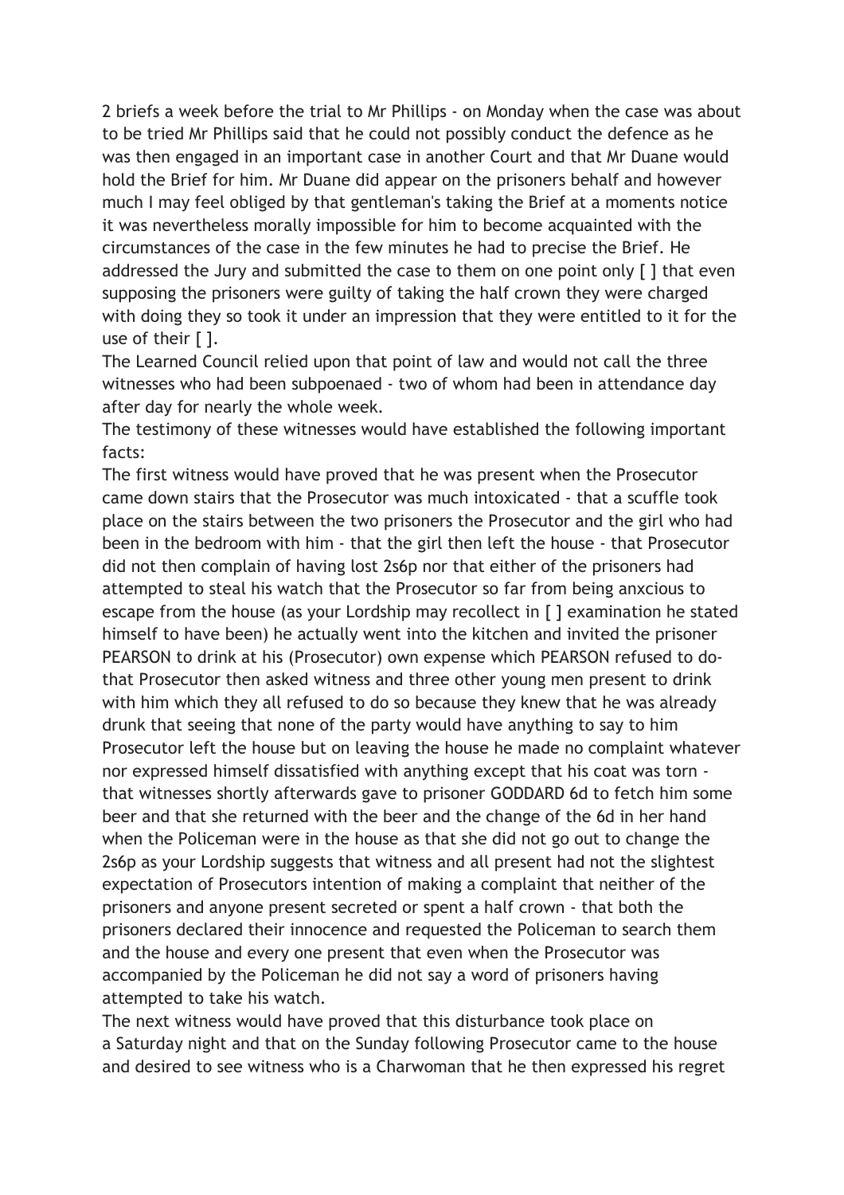2 briefs a week before the trial to Mr Phillips - on Monday when the case was about to be tried Mr Phillips said that he could not possibly conduct the defence as he was then engaged in an important case in another Court and that Mr Duane would hold the Brief for him. Mr Duane did appear on the prisoners behalf and however much I may feel obliged by that gentleman's taking the Brief at a moments notice it was nevertheless morally impossible for him to become acquainted with the circumstances of the case in the few minutes he had to precise the Brief. He addressed the Jury and submitted the case to them on one point only [ ] that even supposing the prisoners were guilty of taking the half crown they were charged with doing they so took it under an impression that they were entitled to it for the use of their [ ].

The Learned Council relied upon that point of law and would not call the three witnesses who had been subpoenaed - two of whom had been in attendance day after day for nearly the whole week.

The testimony of these witnesses would have established the following important facts:

The first witness would have proved that he was present when the Prosecutor came down stairs that the Prosecutor was much intoxicated - that a scuffle took place on the stairs between the two prisoners the Prosecutor and the girl who had been in the bedroom with him - that the girl then left the house - that Prosecutor did not then complain of having lost 2s6p nor that either of the prisoners had attempted to steal his watch that the Prosecutor so far from being anxcious to escape from the house (as your Lordship may recollect in [ ] examination he stated himself to have been) he actually went into the kitchen and invited the prisoner PEARSON to drink at his (Prosecutor) own expense which PEARSON refused to do- that Prosecutor then asked witness and three other young men present to drink with him which they all refused to do so because they knew that he was already drunk that seeing that none of the party would have anything to say to him Prosecutor left the house but on leaving the house he made no complaint whatever nor expressed himself dissatisfied with anything except that his coat was torn - that witnesses shortly afterwards gave to prisoner GODDARD 6d to fetch him some beer and that she returned with the beer and the change of the 6d in her hand when the Policeman were in the house as that she did not go out to change the 2s6p as your Lordship suggests that witness and all present had not the slightest expectation of Prosecutors intention of making a complaint that neither of the prisoners and anyone present secreted or spent a half crown - that both the prisoners declared their innocence and requested the Policeman to search them and the house and every one present that even when the Prosecutor was accompanied by the Policeman he did not say a word of prisoners having attempted to take his watch.

The next witness would have proved that this disturbance took place on a Saturday night and that on the Sunday following Prosecutor came to the house and desired to see witness who is a Charwoman that he then expressed his regret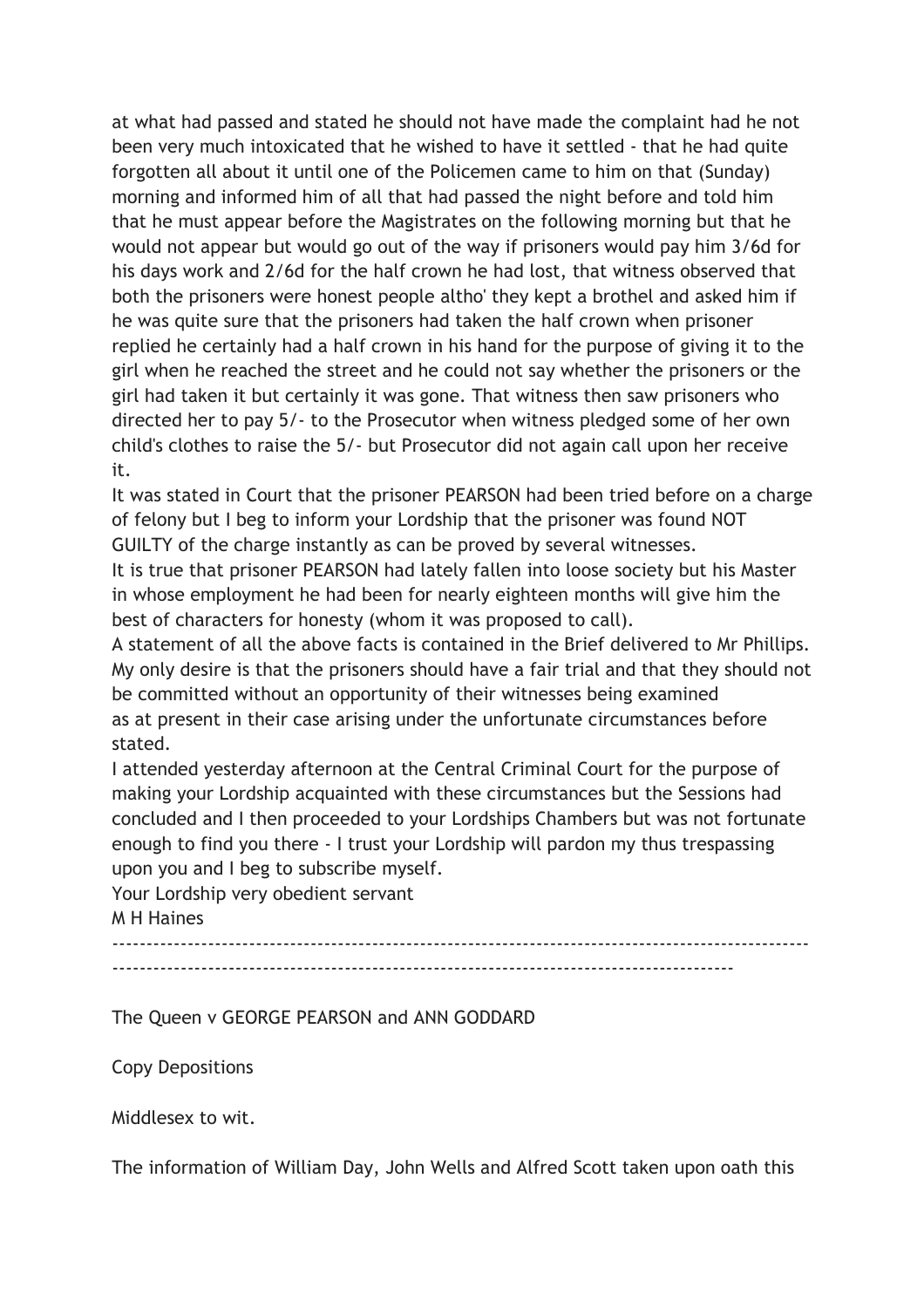at what had passed and stated he should not have made the complaint had he not been very much intoxicated that he wished to have it settled - that he had quite forgotten all about it until one of the Policemen came to him on that (Sunday) morning and informed him of all that had passed the night before and told him that he must appear before the Magistrates on the following morning but that he would not appear but would go out of the way if prisoners would pay him 3/6d for his days work and 2/6d for the half crown he had lost, that witness observed that both the prisoners were honest people altho' they kept a brothel and asked him if he was quite sure that the prisoners had taken the half crown when prisoner replied he certainly had a half crown in his hand for the purpose of giving it to the girl when he reached the street and he could not say whether the prisoners or the girl had taken it but certainly it was gone. That witness then saw prisoners who directed her to pay 5/- to the Prosecutor when witness pledged some of her own child's clothes to raise the 5/- but Prosecutor did not again call upon her receive it.

It was stated in Court that the prisoner PEARSON had been tried before on a charge of felony but I beg to inform your Lordship that the prisoner was found NOT GUILTY of the charge instantly as can be proved by several witnesses.

It is true that prisoner PEARSON had lately fallen into loose society but his Master in whose employment he had been for nearly eighteen months will give him the best of characters for honesty (whom it was proposed to call).

A statement of all the above facts is contained in the Brief delivered to Mr Phillips.

My only desire is that the prisoners should have a fair trial and that they should not be committed without an opportunity of their witnesses being examined as at present in their case arising under the unfortunate circumstances before stated.

I attended yesterday afternoon at the Central Criminal Court for the purpose of making your Lordship acquainted with these circumstances but the Sessions had concluded and I then proceeded to your Lordships Chambers but was not fortunate enough to find you there - I trust your Lordship will pardon my thus trespassing upon you and I beg to subscribe myself.

Your Lordship very obedient servant

M H Haines

---

The Queen v GEORGE PEARSON and ANN GODDARD

Copy Depositions

Middlesex to wit.

The information of William Day, John Wells and Alfred Scott taken upon oath this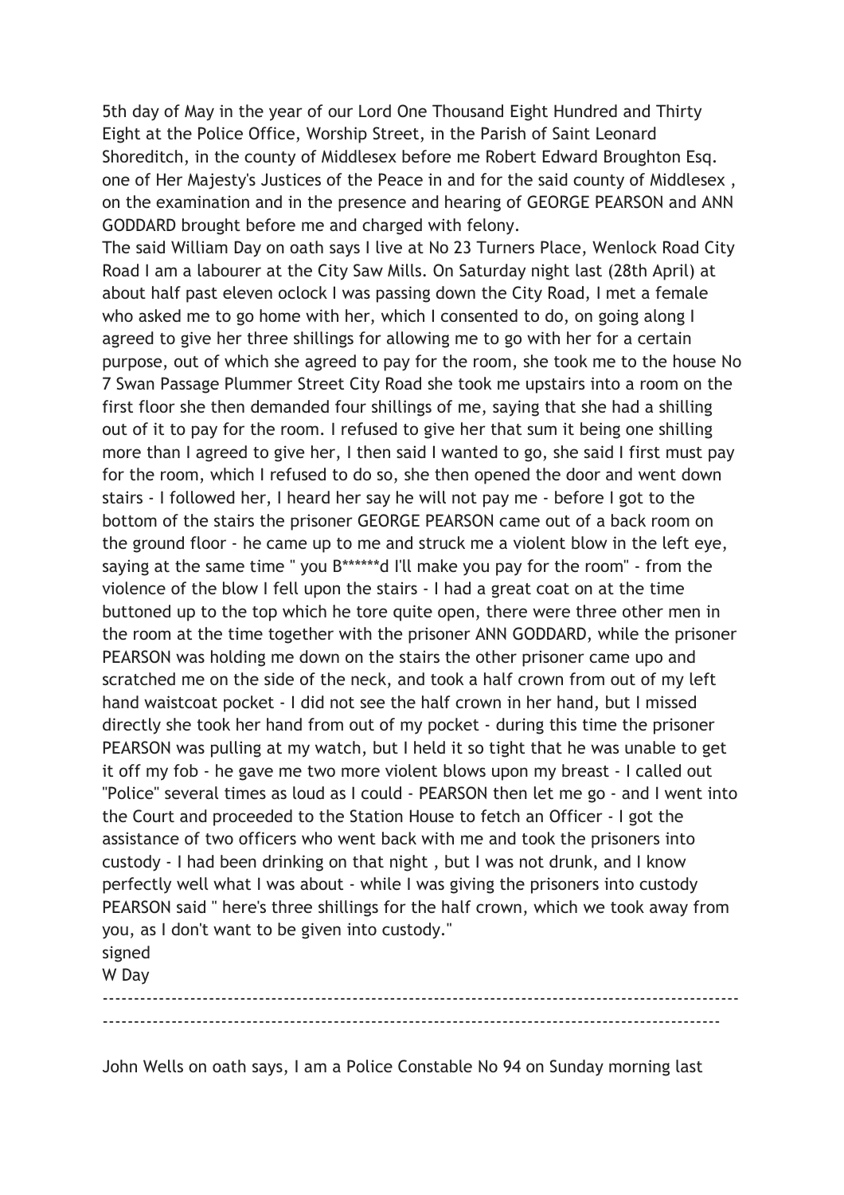5th day of May in the year of our Lord One Thousand Eight Hundred and Thirty Eight at the Police Office, Worship Street, in the Parish of Saint Leonard Shoreditch, in the county of Middlesex before me Robert Edward Broughton Esq. one of Her Majesty's Justices of the Peace in and for the said county of Middlesex , on the examination and in the presence and hearing of GEORGE PEARSON and ANN GODDARD brought before me and charged with felony.

The said William Day on oath says I live at No 23 Turners Place, Wenlock Road City Road I am a labourer at the City Saw Mills. On Saturday night last (28th April) at about half past eleven oclock I was passing down the City Road, I met a female who asked me to go home with her, which I consented to do, on going along I agreed to give her three shillings for allowing me to go with her for a certain purpose, out of which she agreed to pay for the room, she took me to the house No 7 Swan Passage Plummer Street City Road she took me upstairs into a room on the first floor she then demanded four shillings of me, saying that she had a shilling out of it to pay for the room. I refused to give her that sum it being one shilling more than I agreed to give her, I then said I wanted to go, she said I first must pay for the room, which I refused to do so, she then opened the door and went down stairs - I followed her, I heard her say he will not pay me - before I got to the bottom of the stairs the prisoner GEORGE PEARSON came out of a back room on the ground floor - he came up to me and struck me a violent blow in the left eye, saying at the same time " you B******d I'll make you pay for the room" - from the violence of the blow I fell upon the stairs - I had a great coat on at the time buttoned up to the top which he tore quite open, there were three other men in the room at the time together with the prisoner ANN GODDARD, while the prisoner PEARSON was holding me down on the stairs the other prisoner came upo and scratched me on the side of the neck, and took a half crown from out of my left hand waistcoat pocket - I did not see the half crown in her hand, but I missed directly she took her hand from out of my pocket - during this time the prisoner PEARSON was pulling at my watch, but I held it so tight that he was unable to get it off my fob - he gave me two more violent blows upon my breast - I called out "Police" several times as loud as I could - PEARSON then let me go - and I went into the Court and proceeded to the Station House to fetch an Officer - I got the assistance of two officers who went back with me and took the prisoners into custody - I had been drinking on that night , but I was not drunk, and I know perfectly well what I was about - while I was giving the prisoners into custody PEARSON said " here's three shillings for the half crown, which we took away from you, as I don't want to be given into custody."

signed

W Day

---

John Wells on oath says, I am a Police Constable No 94 on Sunday morning last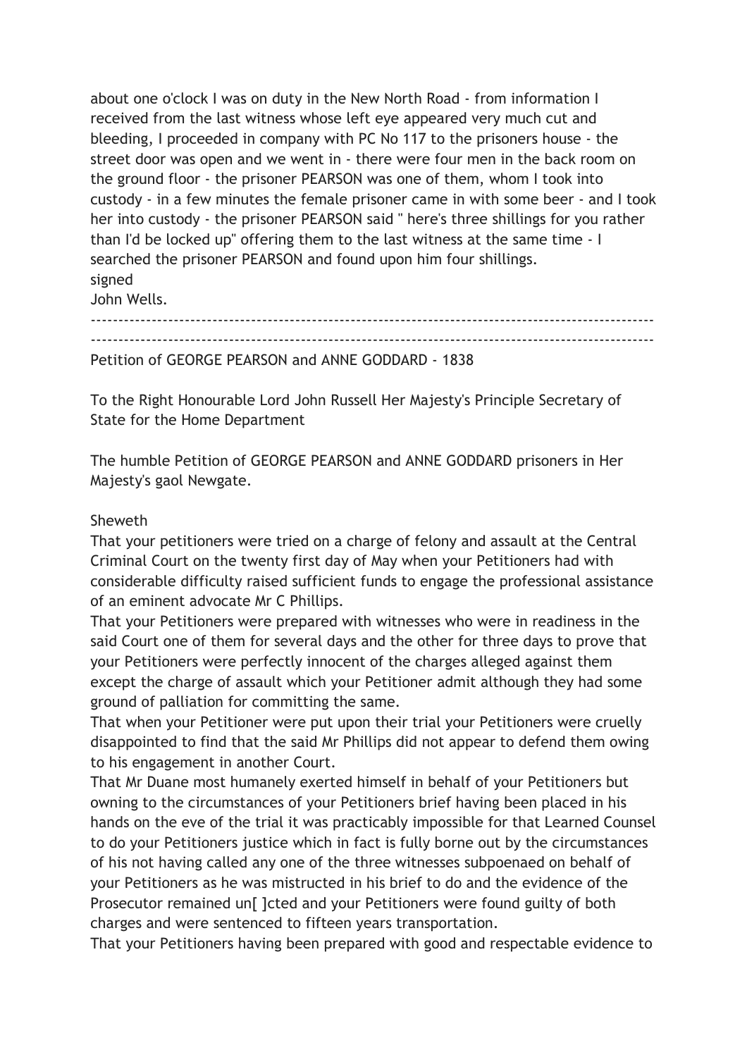about one o'clock I was on duty in the New North Road - from information I received from the last witness whose left eye appeared very much cut and bleeding, I proceeded in company with PC No 117 to the prisoners house - the street door was open and we went in - there were four men in the back room on the ground floor - the prisoner PEARSON was one of them, whom I took into custody - in a few minutes the female prisoner came in with some beer - and I took her into custody - the prisoner PEARSON said " here's three shillings for you rather than I'd be locked up" offering them to the last witness at the same time - I searched the prisoner PEARSON and found upon him four shillings.
signed
John Wells.

---

---

Petition of GEORGE PEARSON and ANNE GODDARD - 1838

To the Right Honourable Lord John Russell Her Majesty's Principle Secretary of State for the Home Department

The humble Petition of GEORGE PEARSON and ANNE GODDARD prisoners in Her Majesty's gaol Newgate.

Sheweth
That your petitioners were tried on a charge of felony and assault at the Central Criminal Court on the twenty first day of May when your Petitioners had with considerable difficulty raised sufficient funds to engage the professional assistance of an eminent advocate Mr C Phillips.
That your Petitioners were prepared with witnesses who were in readiness in the said Court one of them for several days and the other for three days to prove that your Petitioners were perfectly innocent of the charges alleged against them except the charge of assault which your Petitioner admit although they had some ground of palliation for committing the same.
That when your Petitioner were put upon their trial your Petitioners were cruelly disappointed to find that the said Mr Phillips did not appear to defend them owing to his engagement in another Court.
That Mr Duane most humanely exerted himself in behalf of your Petitioners but owning to the circumstances of your Petitioners brief having been placed in his hands on the eve of the trial it was practicably impossible for that Learned Counsel to do your Petitioners justice which in fact is fully borne out by the circumstances of his not having called any one of the three witnesses subpoenaed on behalf of your Petitioners as he was mistructed in his brief to do and the evidence of the Prosecutor remained un[ ]cted and your Petitioners were found guilty of both charges and were sentenced to fifteen years transportation.
That your Petitioners having been prepared with good and respectable evidence to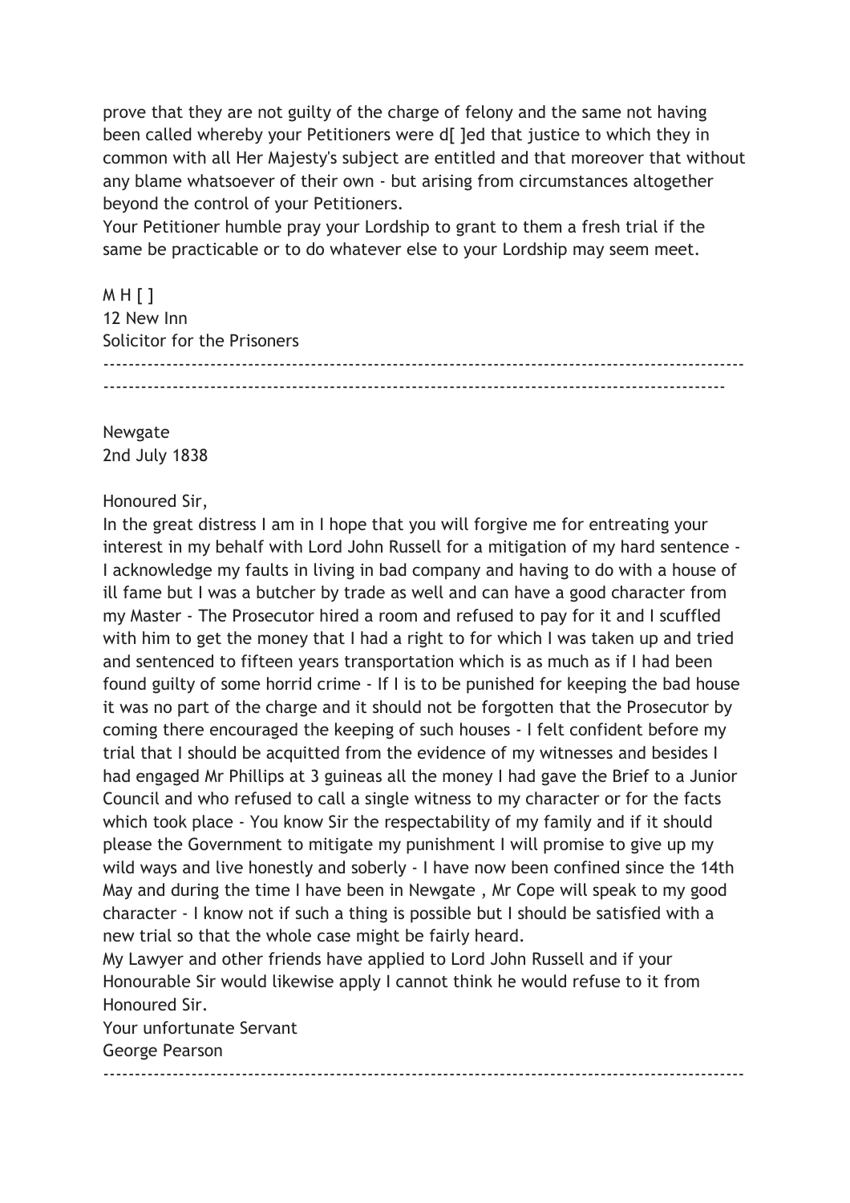prove that they are not guilty of the charge of felony and the same not having been called whereby your Petitioners were d[ ]ed that justice to which they in common with all Her Majesty's subject are entitled and that moreover that without any blame whatsoever of their own - but arising from circumstances altogether beyond the control of your Petitioners.
Your Petitioner humble pray your Lordship to grant to them a fresh trial if the same be practicable or to do whatever else to your Lordship may seem meet.

M H [ ]
12 New Inn
Solicitor for the Prisoners

---

Newgate
2nd July 1838

Honoured Sir,
In the great distress I am in I hope that you will forgive me for entreating your interest in my behalf with Lord John Russell for a mitigation of my hard sentence - I acknowledge my faults in living in bad company and having to do with a house of ill fame but I was a butcher by trade as well and can have a good character from my Master - The Prosecutor hired a room and refused to pay for it and I scuffled with him to get the money that I had a right to for which I was taken up and tried and sentenced to fifteen years transportation which is as much as if I had been found guilty of some horrid crime - If I is to be punished for keeping the bad house it was no part of the charge and it should not be forgotten that the Prosecutor by coming there encouraged the keeping of such houses - I felt confident before my trial that I should be acquitted from the evidence of my witnesses and besides I had engaged Mr Phillips at 3 guineas all the money I had gave the Brief to a Junior Council and who refused to call a single witness to my character or for the facts which took place - You know Sir the respectability of my family and if it should please the Government to mitigate my punishment I will promise to give up my wild ways and live honestly and soberly - I have now been confined since the 14th May and during the time I have been in Newgate , Mr Cope will speak to my good character - I know not if such a thing is possible but I should be satisfied with a new trial so that the whole case might be fairly heard.
My Lawyer and other friends have applied to Lord John Russell and if your Honourable Sir would likewise apply I cannot think he would refuse to it from Honoured Sir.
Your unfortunate Servant
George Pearson

---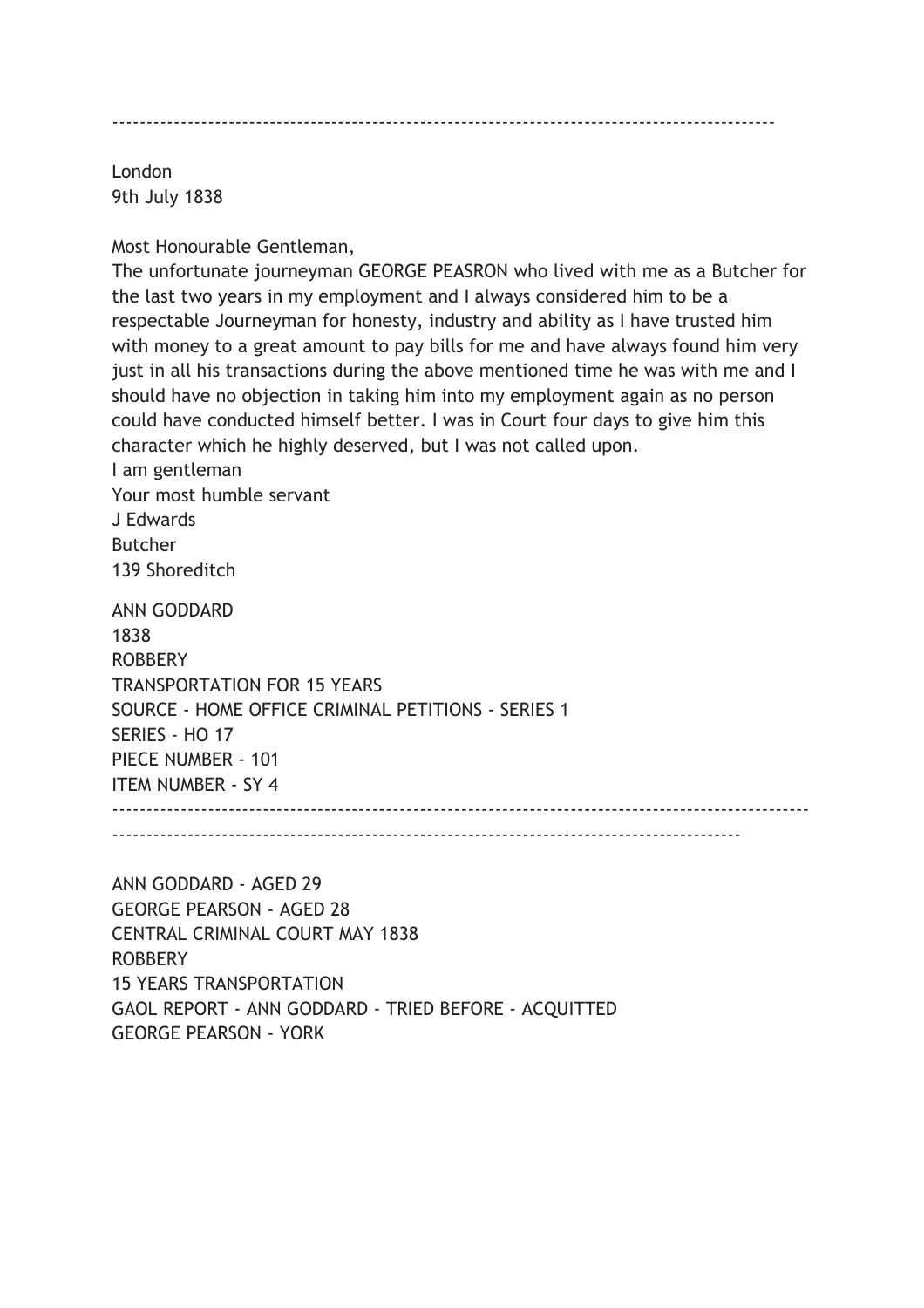---

London
9th July 1838

Most Honourable Gentleman,
The unfortunate journeyman GEORGE PEASRON who lived with me as a Butcher for the last two years in my employment and I always considered him to be a respectable Journeyman for honesty, industry and ability as I have trusted him with money to a great amount to pay bills for me and have always found him very just in all his transactions during the above mentioned time he was with me and I should have no objection in taking him into my employment again as no person could have conducted himself better. I was in Court four days to give him this character which he highly deserved, but I was not called upon.
I am gentleman
Your most humble servant
J Edwards
Butcher
139 Shoreditch

ANN GODDARD
1838
ROBBERY
TRANSPORTATION FOR 15 YEARS
SOURCE - HOME OFFICE CRIMINAL PETITIONS - SERIES 1
SERIES - HO 17
PIECE NUMBER - 101
ITEM NUMBER - SY 4

---

ANN GODDARD - AGED 29
GEORGE PEARSON - AGED 28
CENTRAL CRIMINAL COURT MAY 1838
ROBBERY
15 YEARS TRANSPORTATION
GAOL REPORT - ANN GODDARD - TRIED BEFORE - ACQUITTED
GEORGE PEARSON - YORK